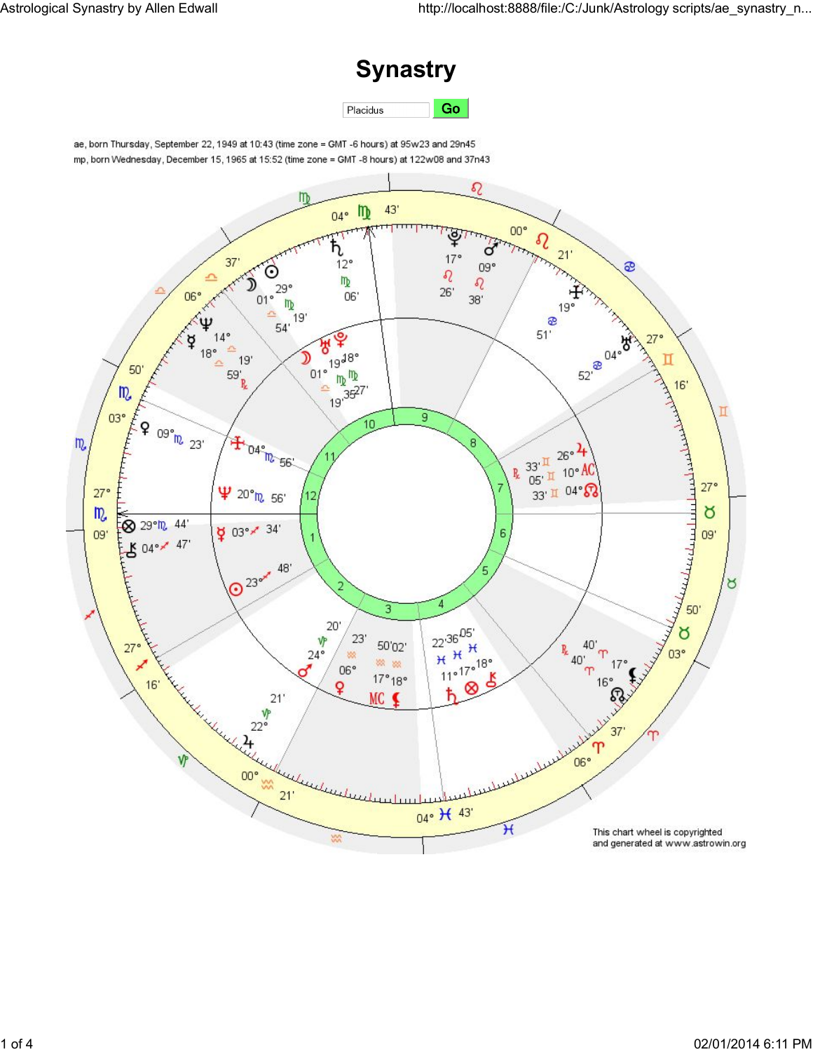# Synastry

Placidus Go

ae, born Thursday, September 22, 1949 at 10:43 (time zone = GMT -6 hours) at 95w23 and 29n45

mp, born Wednesday, December 15, 1965 at 15:52 (time zone = GMT -8 hours) at 122w08 and 37n43

This chart wheel is copyrighted and generated at www.astrowin.org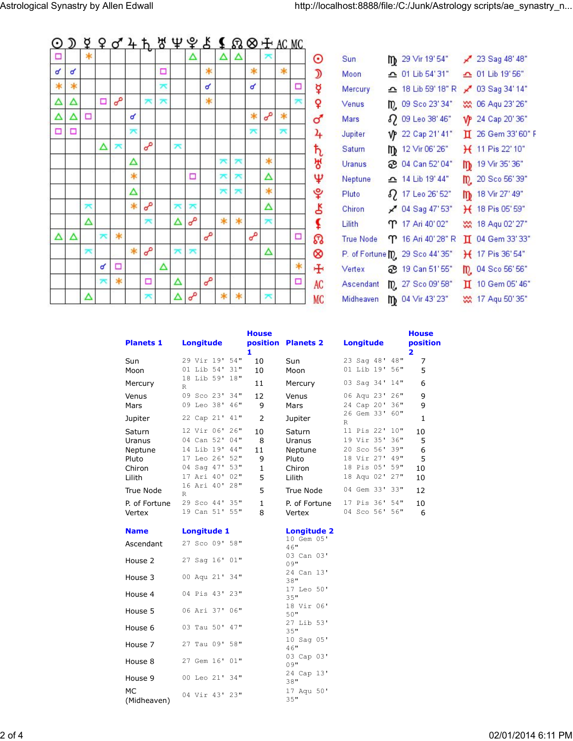| | | Longitude 1 | Longitude 2 |
|---|---|---|---|
| ☉ | Sun | ♍ 29 Vir 19' 54" | ♐ 23 Sag 48' 48" |
| ☽ | Moon | ♎ 01 Lib 54' 31" | ♎ 01 Lib 19' 56" |
| ☿ | Mercury | ♎ 18 Lib 59' 18" R | ♐ 03 Sag 34' 14" |
| ♀ | Venus | ♏ 09 Sco 23' 34" | ♒ 06 Aqu 23' 26" |
| ♂ | Mars | ♌ 09 Leo 38' 46" | ♑ 24 Cap 20' 36" |
| ♃ | Jupiter | ♑ 22 Cap 21' 41" | ♊ 26 Gem 33' 60" R |
| ♄ | Saturn | ♍ 12 Vir 06' 26" | ♓ 11 Pis 22' 10" |
| ♅ | Uranus | ♋ 04 Can 52' 04" | ♍ 19 Vir 35' 36" |
| ♆ | Neptune | ♎ 14 Lib 19' 44" | ♏ 20 Sco 56' 39" |
| ♇ | Pluto | ♌ 17 Leo 26' 52" | ♍ 18 Vir 27' 49" |
| ⚷ | Chiron | ♐ 04 Sag 47' 53" | ♓ 18 Pis 05' 59" |
| ⚸ | Lilith | ♈ 17 Ari 40' 02" | ♒ 18 Aqu 02' 27" |
| ☊ | True Node | ♈ 16 Ari 40' 28" R | ♊ 04 Gem 33' 33" |
| ⊗ | P. of Fortune | ♏ 29 Sco 44' 35" | ♓ 17 Pis 36' 54" |
| | Vertex | ♋ 19 Can 51' 55" | ♏ 04 Sco 56' 56" |
| AC | Ascendant | ♏ 27 Sco 09' 58" | ♊ 10 Gem 05' 46" |
| MC | Midheaven | ♍ 04 Vir 43' 23" | ♒ 17 Aqu 50' 35" |

| Planets 1 | Longitude | House position 1 | Planets 2 | Longitude | House position 2 |
|---|---|---|---|---|---|
| Sun | 29 Vir 19' 54" | 10 | Sun | 23 Sag 48' 48" | 7 |
| Moon | 01 Lib 54' 31" | 10 | Moon | 01 Lib 19' 56" | 5 |
| Mercury | 18 Lib 59' 18" R | 11 | Mercury | 03 Sag 34' 14" | 6 |
| Venus | 09 Sco 23' 34" | 12 | Venus | 06 Aqu 23' 26" | 9 |
| Mars | 09 Leo 38' 46" | 9 | Mars | 24 Cap 20' 36" | 9 |
| Jupiter | 22 Cap 21' 41" | 2 | Jupiter | 26 Gem 33' 60" R | 1 |
| Saturn | 12 Vir 06' 26" | 10 | Saturn | 11 Pis 22' 10" | 10 |
| Uranus | 04 Can 52' 04" | 8 | Uranus | 19 Vir 35' 36" | 5 |
| Neptune | 14 Lib 19' 44" | 11 | Neptune | 20 Sco 56' 39" | 6 |
| Pluto | 17 Leo 26' 52" | 9 | Pluto | 18 Vir 27' 49" | 5 |
| Chiron | 04 Sag 47' 53" | 1 | Chiron | 18 Pis 05' 59" | 10 |
| Lilith | 17 Ari 40' 02" | 5 | Lilith | 18 Aqu 02' 27" | 10 |
| True Node | 16 Ari 40' 28" R | 5 | True Node | 04 Gem 33' 33" | 12 |
| P. of Fortune | 29 Sco 44' 35" | 1 | P. of Fortune | 17 Pis 36' 54" | 10 |
| Vertex | 19 Can 51' 55" | 8 | Vertex | 04 Sco 56' 56" | 6 |

| Name | Longitude 1 | Longitude 2 |
|---|---|---|
| Ascendant | 27 Sco 09' 58" | 10 Gem 05' 46" |
| House 2 | 27 Sag 16' 01" | 03 Can 03' 09" |
| House 3 | 00 Aqu 21' 34" | 24 Can 13' 38" |
| House 4 | 04 Pis 43' 23" | 17 Leo 50' 35" |
| House 5 | 06 Ari 37' 06" | 18 Vir 06' 50" |
| House 6 | 03 Tau 50' 47" | 27 Lib 53' 35" |
| House 7 | 27 Tau 09' 58" | 10 Sag 05' 46" |
| House 8 | 27 Gem 16' 01" | 03 Cap 03' 09" |
| House 9 | 00 Leo 21' 34" | 24 Cap 13' 38" |
| MC (Midheaven) | 04 Vir 43' 23" | 17 Aqu 50' 35" |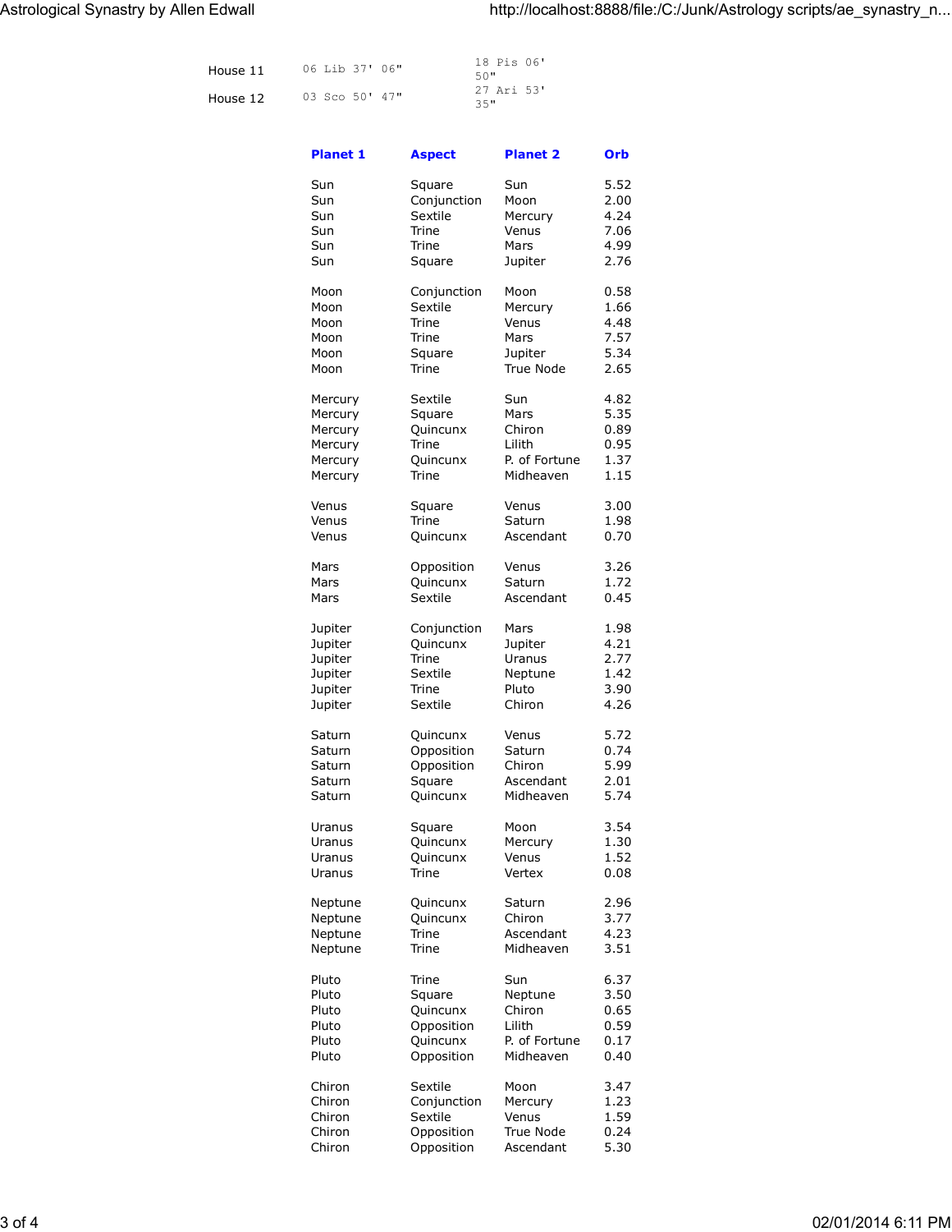| | | |
|---|---|---|
| House 11 | 06 Lib 37' 06" | 18 Pis 06' 50" |
| House 12 | 03 Sco 50' 47" | 27 Ari 53' 35" |

| Planet 1 | Aspect | Planet 2 | Orb |
|---|---|---|---|
| Sun | Square | Sun | 5.52 |
| Sun | Conjunction | Moon | 2.00 |
| Sun | Sextile | Mercury | 4.24 |
| Sun | Trine | Venus | 7.06 |
| Sun | Trine | Mars | 4.99 |
| Sun | Square | Jupiter | 2.76 |
| Moon | Conjunction | Moon | 0.58 |
| Moon | Sextile | Mercury | 1.66 |
| Moon | Trine | Venus | 4.48 |
| Moon | Trine | Mars | 7.57 |
| Moon | Square | Jupiter | 5.34 |
| Moon | Trine | True Node | 2.65 |
| Mercury | Sextile | Sun | 4.82 |
| Mercury | Square | Mars | 5.35 |
| Mercury | Quincunx | Chiron | 0.89 |
| Mercury | Trine | Lilith | 0.95 |
| Mercury | Quincunx | P. of Fortune | 1.37 |
| Mercury | Trine | Midheaven | 1.15 |
| Venus | Square | Venus | 3.00 |
| Venus | Trine | Saturn | 1.98 |
| Venus | Quincunx | Ascendant | 0.70 |
| Mars | Opposition | Venus | 3.26 |
| Mars | Quincunx | Saturn | 1.72 |
| Mars | Sextile | Ascendant | 0.45 |
| Jupiter | Conjunction | Mars | 1.98 |
| Jupiter | Quincunx | Jupiter | 4.21 |
| Jupiter | Trine | Uranus | 2.77 |
| Jupiter | Sextile | Neptune | 1.42 |
| Jupiter | Trine | Pluto | 3.90 |
| Jupiter | Sextile | Chiron | 4.26 |
| Saturn | Quincunx | Venus | 5.72 |
| Saturn | Opposition | Saturn | 0.74 |
| Saturn | Opposition | Chiron | 5.99 |
| Saturn | Square | Ascendant | 2.01 |
| Saturn | Quincunx | Midheaven | 5.74 |
| Uranus | Square | Moon | 3.54 |
| Uranus | Quincunx | Mercury | 1.30 |
| Uranus | Quincunx | Venus | 1.52 |
| Uranus | Trine | Vertex | 0.08 |
| Neptune | Quincunx | Saturn | 2.96 |
| Neptune | Quincunx | Chiron | 3.77 |
| Neptune | Trine | Ascendant | 4.23 |
| Neptune | Trine | Midheaven | 3.51 |
| Pluto | Trine | Sun | 6.37 |
| Pluto | Square | Neptune | 3.50 |
| Pluto | Quincunx | Chiron | 0.65 |
| Pluto | Opposition | Lilith | 0.59 |
| Pluto | Quincunx | P. of Fortune | 0.17 |
| Pluto | Opposition | Midheaven | 0.40 |
| Chiron | Sextile | Moon | 3.47 |
| Chiron | Conjunction | Mercury | 1.23 |
| Chiron | Sextile | Venus | 1.59 |
| Chiron | Opposition | True Node | 0.24 |
| Chiron | Opposition | Ascendant | 5.30 |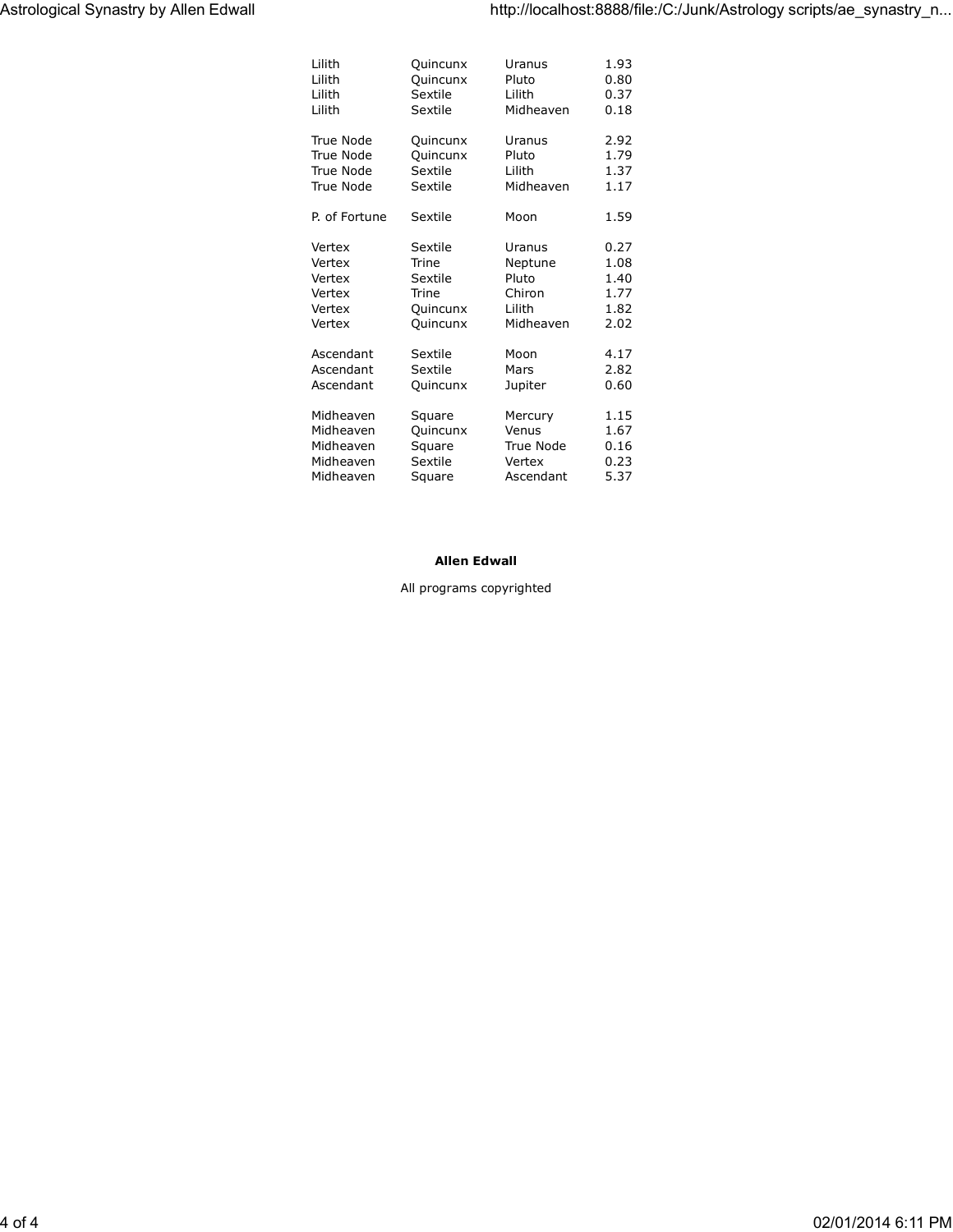| | | | |
|---|---|---|---|
| Lilith | Quincunx | Uranus | 1.93 |
| Lilith | Quincunx | Pluto | 0.80 |
| Lilith | Sextile | Lilith | 0.37 |
| Lilith | Sextile | Midheaven | 0.18 |
| | | | |
| True Node | Quincunx | Uranus | 2.92 |
| True Node | Quincunx | Pluto | 1.79 |
| True Node | Sextile | Lilith | 1.37 |
| True Node | Sextile | Midheaven | 1.17 |
| | | | |
| P. of Fortune | Sextile | Moon | 1.59 |
| | | | |
| Vertex | Sextile | Uranus | 0.27 |
| Vertex | Trine | Neptune | 1.08 |
| Vertex | Sextile | Pluto | 1.40 |
| Vertex | Trine | Chiron | 1.77 |
| Vertex | Quincunx | Lilith | 1.82 |
| Vertex | Quincunx | Midheaven | 2.02 |
| | | | |
| Ascendant | Sextile | Moon | 4.17 |
| Ascendant | Sextile | Mars | 2.82 |
| Ascendant | Quincunx | Jupiter | 0.60 |
| | | | |
| Midheaven | Square | Mercury | 1.15 |
| Midheaven | Quincunx | Venus | 1.67 |
| Midheaven | Square | True Node | 0.16 |
| Midheaven | Sextile | Vertex | 0.23 |
| Midheaven | Square | Ascendant | 5.37 |

**Allen Edwall**

All programs copyrighted